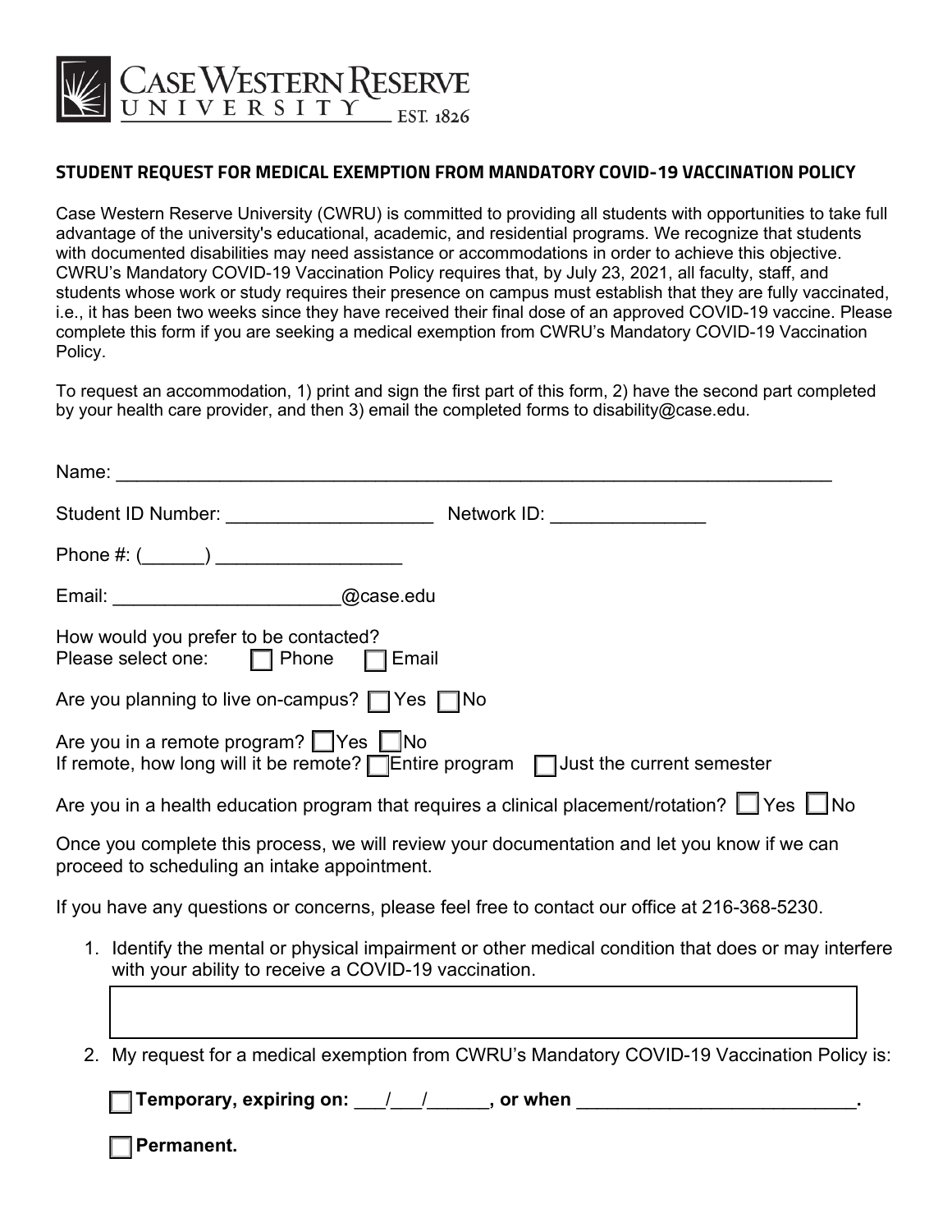Case Western Reserve University EST. 1826

## STUDENT REQUEST FOR MEDICAL EXEMPTION FROM MANDATORY COVID-19 VACCINATION POLICY

Case Western Reserve University (CWRU) is committed to providing all students with opportunities to take full advantage of the university's educational, academic, and residential programs. We recognize that students with documented disabilities may need assistance or accommodations in order to achieve this objective. CWRU's Mandatory COVID-19 Vaccination Policy requires that, by July 23, 2021, all faculty, staff, and students whose work or study requires their presence on campus must establish that they are fully vaccinated, i.e., it has been two weeks since they have received their final dose of an approved COVID-19 vaccine. Please complete this form if you are seeking a medical exemption from CWRU's Mandatory COVID-19 Vaccination Policy.

To request an accommodation, 1) print and sign the first part of this form, 2) have the second part completed by your health care provider, and then 3) email the completed forms to disability@case.edu.

Name: ______________________________________________________________________

Student ID Number: ____________________ Network ID: _______________

Phone #: (______) __________________

Email: ______________________@case.edu

How would you prefer to be contacted?
Please select one: ☐ Phone ☐ Email

Are you planning to live on-campus? ☐ Yes ☐ No

Are you in a remote program? ☐ Yes ☐ No
If remote, how long will it be remote? ☐ Entire program ☐ Just the current semester

Are you in a health education program that requires a clinical placement/rotation? ☐ Yes ☐ No

Once you complete this process, we will review your documentation and let you know if we can proceed to scheduling an intake appointment.

If you have any questions or concerns, please feel free to contact our office at 216-368-5230.

1. Identify the mental or physical impairment or other medical condition that does or may interfere with your ability to receive a COVID-19 vaccination.

   | |
   |---|
   | |

2. My request for a medical exemption from CWRU's Mandatory COVID-19 Vaccination Policy is:

   ☐ **Temporary, expiring on: ___/___/______, or when ___________________________.**

   ☐ **Permanent.**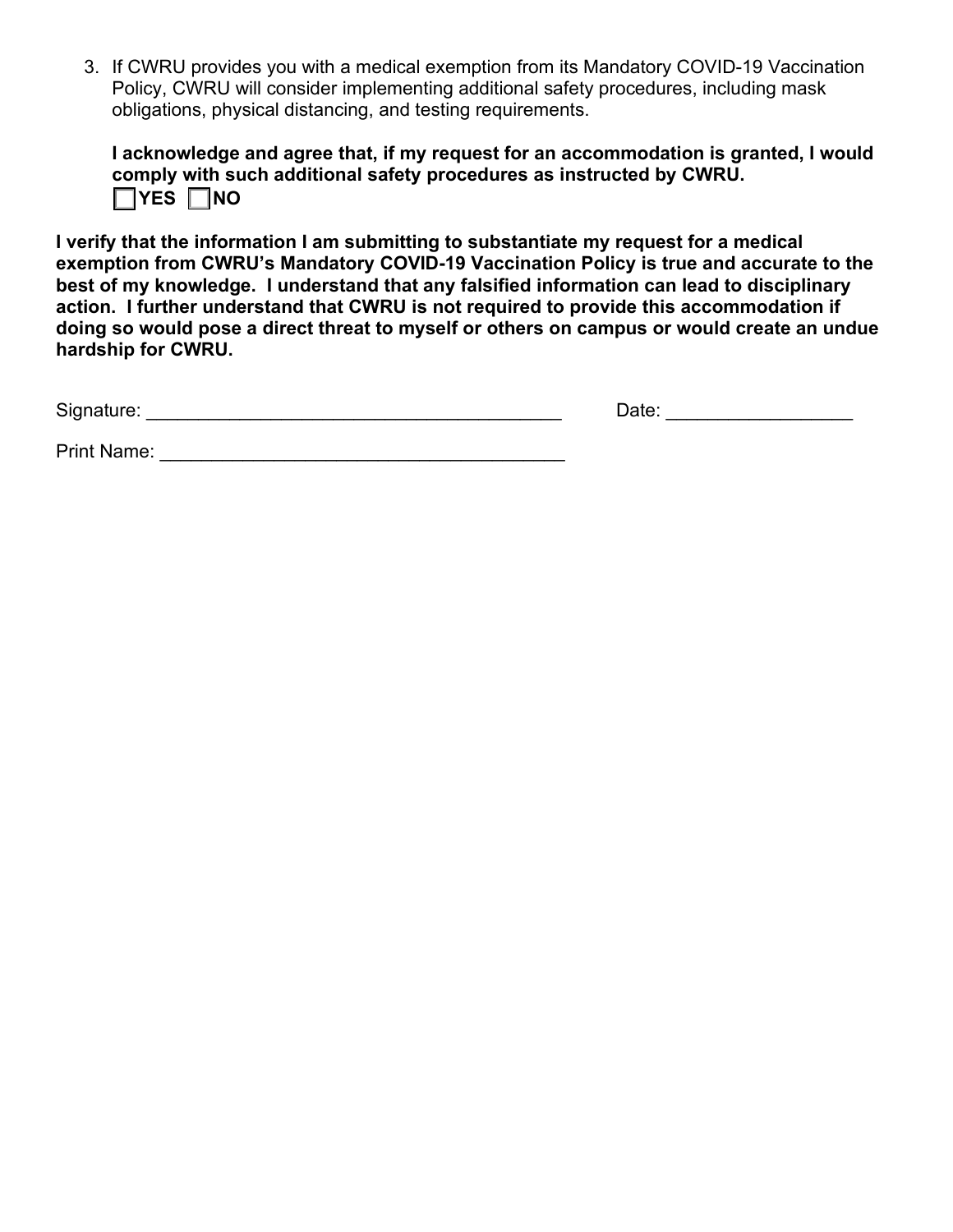3. If CWRU provides you with a medical exemption from its Mandatory COVID-19 Vaccination Policy, CWRU will consider implementing additional safety procedures, including mask obligations, physical distancing, and testing requirements.

   **I acknowledge and agree that, if my request for an accommodation is granted, I would comply with such additional safety procedures as instructed by CWRU.**
   ☐ **YES** ☐ **NO**

**I verify that the information I am submitting to substantiate my request for a medical exemption from CWRU's Mandatory COVID-19 Vaccination Policy is true and accurate to the best of my knowledge. I understand that any falsified information can lead to disciplinary action. I further understand that CWRU is not required to provide this accommodation if doing so would pose a direct threat to myself or others on campus or would create an undue hardship for CWRU.**

Signature: ________________________________________ Date: __________________

Print Name: ________________________________________